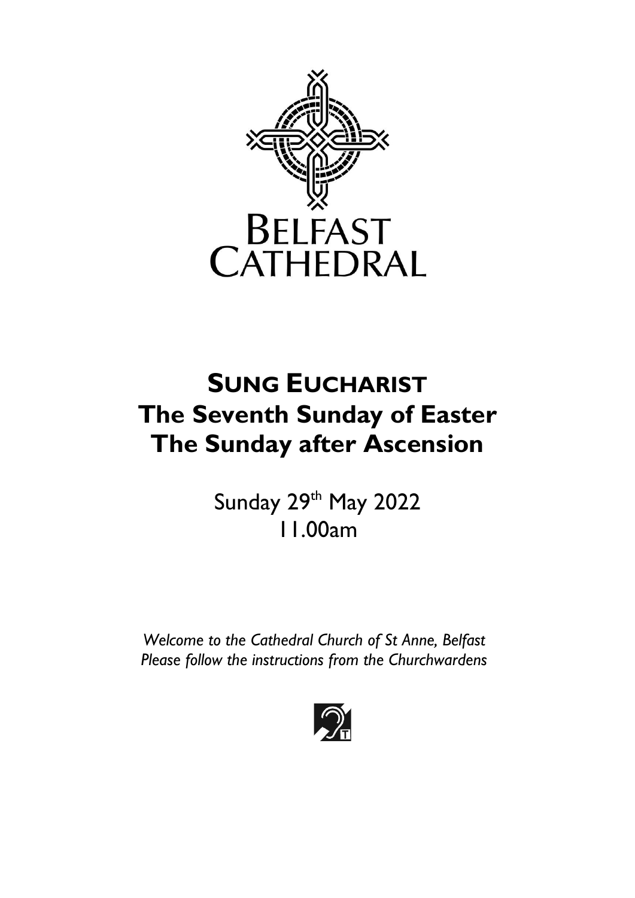BELFAST CATHEDRAL

# SUNG EUCHARIST
# The Seventh Sunday of Easter
# The Sunday after Ascension

Sunday 29th May 2022
11.00am

*Welcome to the Cathedral Church of St Anne, Belfast*
*Please follow the instructions from the Churchwardens*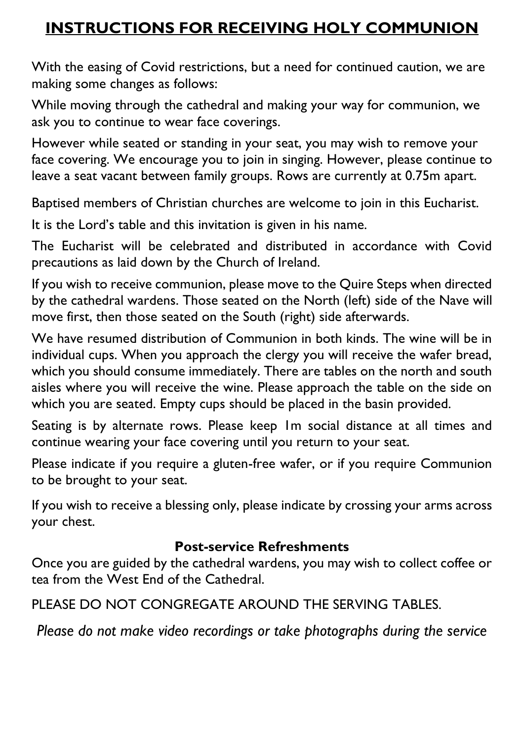# INSTRUCTIONS FOR RECEIVING HOLY COMMUNION

With the easing of Covid restrictions, but a need for continued caution, we are making some changes as follows:

While moving through the cathedral and making your way for communion, we ask you to continue to wear face coverings.

However while seated or standing in your seat, you may wish to remove your face covering. We encourage you to join in singing. However, please continue to leave a seat vacant between family groups. Rows are currently at 0.75m apart.

Baptised members of Christian churches are welcome to join in this Eucharist.

It is the Lord's table and this invitation is given in his name.

The Eucharist will be celebrated and distributed in accordance with Covid precautions as laid down by the Church of Ireland.

If you wish to receive communion, please move to the Quire Steps when directed by the cathedral wardens. Those seated on the North (left) side of the Nave will move first, then those seated on the South (right) side afterwards.

We have resumed distribution of Communion in both kinds. The wine will be in individual cups. When you approach the clergy you will receive the wafer bread, which you should consume immediately. There are tables on the north and south aisles where you will receive the wine. Please approach the table on the side on which you are seated. Empty cups should be placed in the basin provided.

Seating is by alternate rows. Please keep 1m social distance at all times and continue wearing your face covering until you return to your seat.

Please indicate if you require a gluten-free wafer, or if you require Communion to be brought to your seat.

If you wish to receive a blessing only, please indicate by crossing your arms across your chest.

**Post-service Refreshments**

Once you are guided by the cathedral wardens, you may wish to collect coffee or tea from the West End of the Cathedral.

PLEASE DO NOT CONGREGATE AROUND THE SERVING TABLES.

*Please do not make video recordings or take photographs during the service*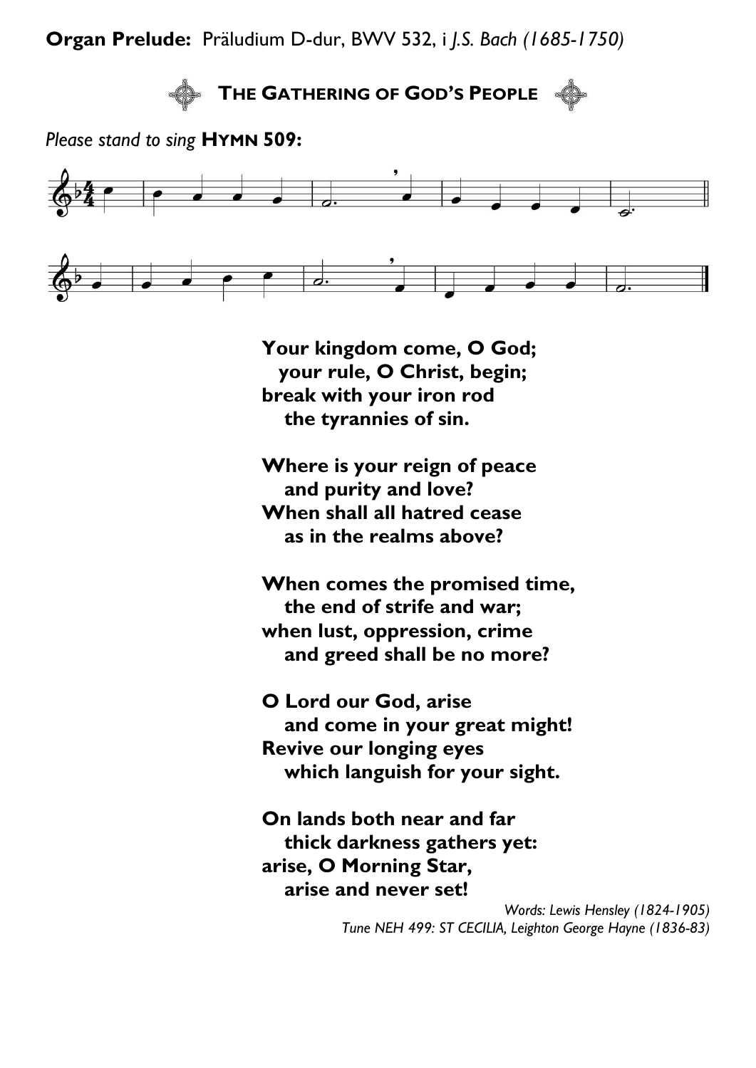**Organ Prelude:** Präludium D-dur, BWV 532, i *J.S. Bach (1685-1750)*

## THE GATHERING OF GOD'S PEOPLE

*Please stand to sing* **HYMN 509:**

**Your kingdom come, O God;**
**your rule, O Christ, begin;**
**break with your iron rod**
**the tyrannies of sin.**

**Where is your reign of peace**
**and purity and love?**
**When shall all hatred cease**
**as in the realms above?**

**When comes the promised time,**
**the end of strife and war;**
**when lust, oppression, crime**
**and greed shall be no more?**

**O Lord our God, arise**
**and come in your great might!**
**Revive our longing eyes**
**which languish for your sight.**

**On lands both near and far**
**thick darkness gathers yet:**
**arise, O Morning Star,**
**arise and never set!**

*Words: Lewis Hensley (1824-1905)*
*Tune NEH 499: ST CECILIA, Leighton George Hayne (1836-83)*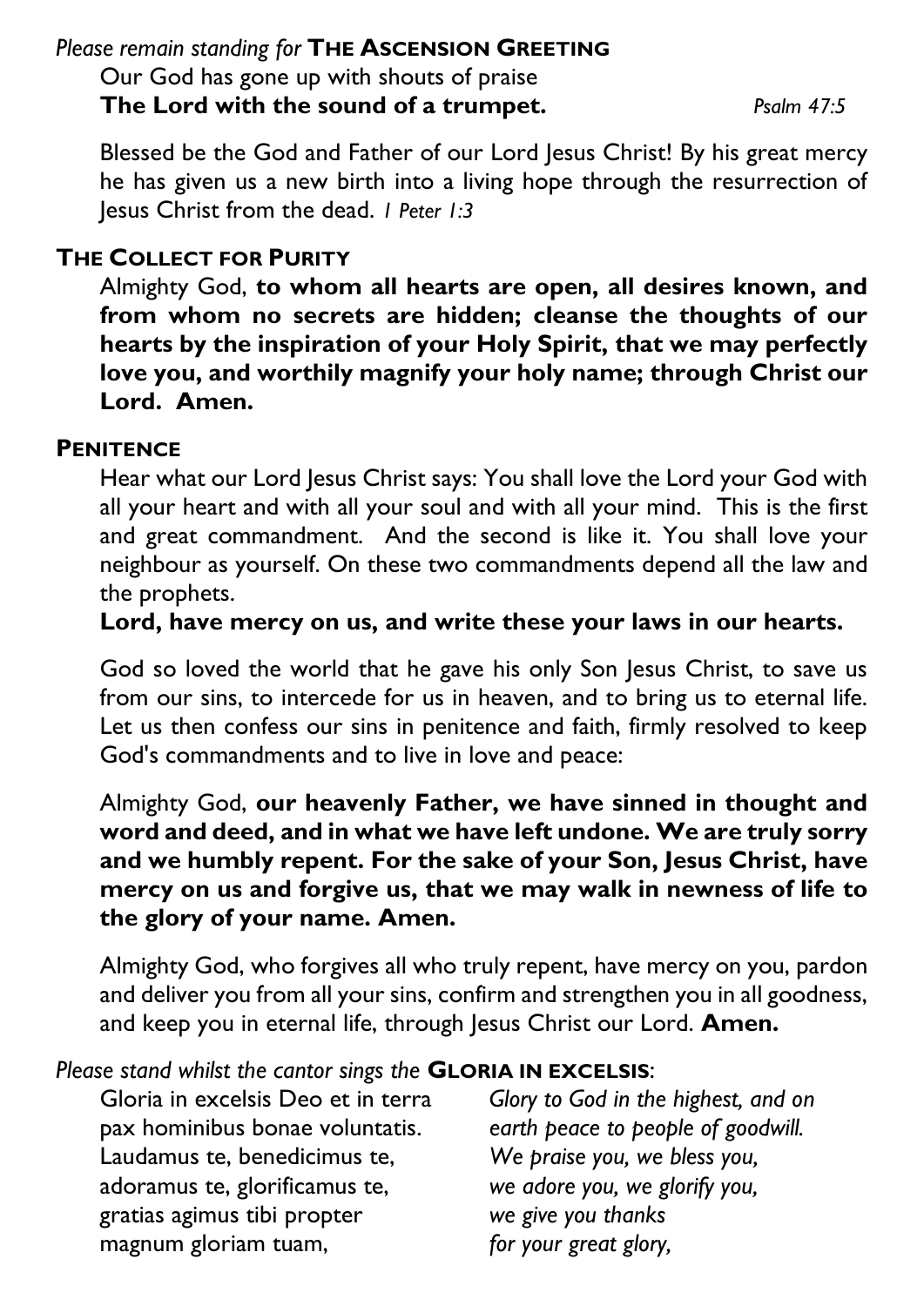*Please remain standing for* **THE ASCENSION GREETING**

Our God has gone up with shouts of praise
**The Lord with the sound of a trumpet.** *Psalm 47:5*

Blessed be the God and Father of our Lord Jesus Christ! By his great mercy he has given us a new birth into a living hope through the resurrection of Jesus Christ from the dead. *1 Peter 1:3*

**THE COLLECT FOR PURITY**

Almighty God, **to whom all hearts are open, all desires known, and from whom no secrets are hidden; cleanse the thoughts of our hearts by the inspiration of your Holy Spirit, that we may perfectly love you, and worthily magnify your holy name; through Christ our Lord. Amen.**

**PENITENCE**

Hear what our Lord Jesus Christ says: You shall love the Lord your God with all your heart and with all your soul and with all your mind. This is the first and great commandment. And the second is like it. You shall love your neighbour as yourself. On these two commandments depend all the law and the prophets.
**Lord, have mercy on us, and write these your laws in our hearts.**

God so loved the world that he gave his only Son Jesus Christ, to save us from our sins, to intercede for us in heaven, and to bring us to eternal life. Let us then confess our sins in penitence and faith, firmly resolved to keep God's commandments and to live in love and peace:

Almighty God, **our heavenly Father, we have sinned in thought and word and deed, and in what we have left undone. We are truly sorry and we humbly repent. For the sake of your Son, Jesus Christ, have mercy on us and forgive us, that we may walk in newness of life to the glory of your name. Amen.**

Almighty God, who forgives all who truly repent, have mercy on you, pardon and deliver you from all your sins, confirm and strengthen you in all goodness, and keep you in eternal life, through Jesus Christ our Lord. **Amen.**

*Please stand whilst the cantor sings the* **GLORIA IN EXCELSIS**:

Gloria in excelsis Deo et in terra pax hominibus bonae voluntatis.
Laudamus te, benedicimus te,
adoramus te, glorificamus te,
gratias agimus tibi propter
magnum gloriam tuam,

*Glory to God in the highest, and on earth peace to people of goodwill.*
*We praise you, we bless you,*
*we adore you, we glorify you,*
*we give you thanks*
*for your great glory,*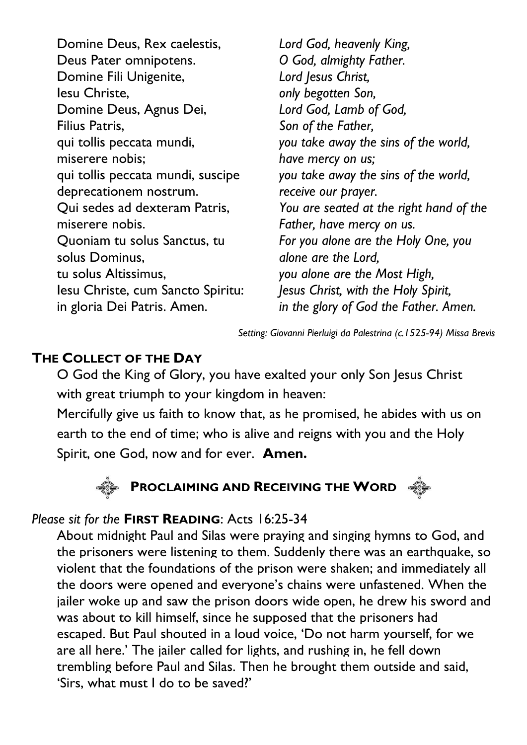| | |
|---|---|
| Domine Deus, Rex caelestis, | *Lord God, heavenly King,* |
| Deus Pater omnipotens. | *O God, almighty Father.* |
| Domine Fili Unigenite, | *Lord Jesus Christ,* |
| Iesu Christe, | *only begotten Son,* |
| Domine Deus, Agnus Dei, | *Lord God, Lamb of God,* |
| Filius Patris, | *Son of the Father,* |
| qui tollis peccata mundi, | *you take away the sins of the world,* |
| miserere nobis; | *have mercy on us;* |
| qui tollis peccata mundi, suscipe | *you take away the sins of the world,* |
| deprecationem nostrum. | *receive our prayer.* |
| Qui sedes ad dexteram Patris, | *You are seated at the right hand of the* |
| miserere nobis. | *Father, have mercy on us.* |
| Quoniam tu solus Sanctus, tu | *For you alone are the Holy One, you* |
| solus Dominus, | *alone are the Lord,* |
| tu solus Altissimus, | *you alone are the Most High,* |
| Iesu Christe, cum Sancto Spiritu: | *Jesus Christ, with the Holy Spirit,* |
| in gloria Dei Patris. Amen. | *in the glory of God the Father. Amen.* |

*Setting: Giovanni Pierluigi da Palestrina (c.1525-94) Missa Brevis*

## THE COLLECT OF THE DAY

O God the King of Glory, you have exalted your only Son Jesus Christ with great triumph to your kingdom in heaven:
Mercifully give us faith to know that, as he promised, he abides with us on earth to the end of time; who is alive and reigns with you and the Holy Spirit, one God, now and for ever. **Amen.**

## PROCLAIMING AND RECEIVING THE WORD

*Please sit for the* **FIRST READING**: Acts 16:25-34

About midnight Paul and Silas were praying and singing hymns to God, and the prisoners were listening to them. Suddenly there was an earthquake, so violent that the foundations of the prison were shaken; and immediately all the doors were opened and everyone's chains were unfastened. When the jailer woke up and saw the prison doors wide open, he drew his sword and was about to kill himself, since he supposed that the prisoners had escaped. But Paul shouted in a loud voice, 'Do not harm yourself, for we are all here.' The jailer called for lights, and rushing in, he fell down trembling before Paul and Silas. Then he brought them outside and said, 'Sirs, what must I do to be saved?'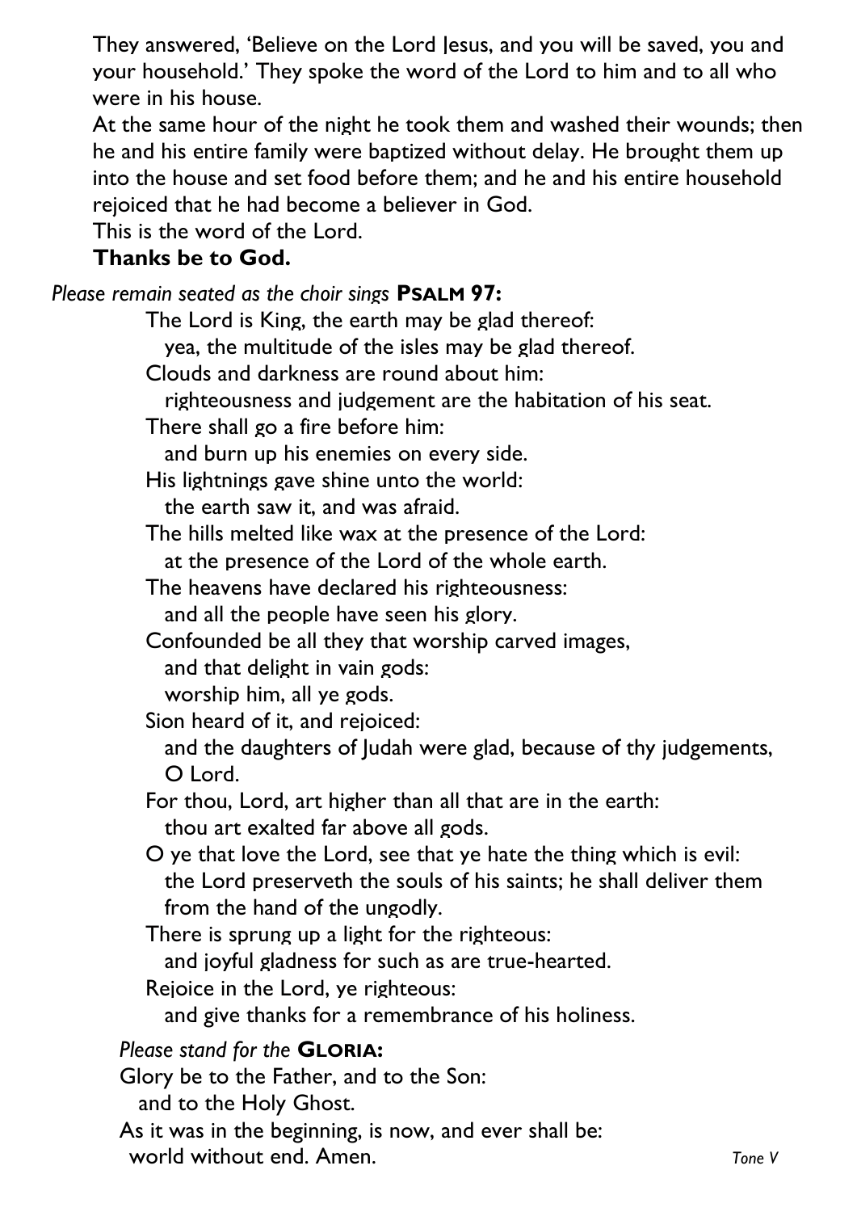They answered, 'Believe on the Lord Jesus, and you will be saved, you and your household.' They spoke the word of the Lord to him and to all who were in his house.

At the same hour of the night he took them and washed their wounds; then he and his entire family were baptized without delay. He brought them up into the house and set food before them; and he and his entire household rejoiced that he had become a believer in God.

This is the word of the Lord.

**Thanks be to God.**

*Please remain seated as the choir sings* **PSALM 97:**

The Lord is King, the earth may be glad thereof:
  yea, the multitude of the isles may be glad thereof.
Clouds and darkness are round about him:
  righteousness and judgement are the habitation of his seat.
There shall go a fire before him:
  and burn up his enemies on every side.
His lightnings gave shine unto the world:
  the earth saw it, and was afraid.
The hills melted like wax at the presence of the Lord:
  at the presence of the Lord of the whole earth.
The heavens have declared his righteousness:
  and all the people have seen his glory.
Confounded be all they that worship carved images,
  and that delight in vain gods:
  worship him, all ye gods.
Sion heard of it, and rejoiced:
  and the daughters of Judah were glad, because of thy judgements, O Lord.
For thou, Lord, art higher than all that are in the earth:
  thou art exalted far above all gods.
O ye that love the Lord, see that ye hate the thing which is evil:
  the Lord preserveth the souls of his saints; he shall deliver them from the hand of the ungodly.
There is sprung up a light for the righteous:
  and joyful gladness for such as are true-hearted.
Rejoice in the Lord, ye righteous:
  and give thanks for a remembrance of his holiness.

*Please stand for the* **GLORIA:**

Glory be to the Father, and to the Son:
  and to the Holy Ghost.
As it was in the beginning, is now, and ever shall be:
  world without end. Amen.

*Tone V*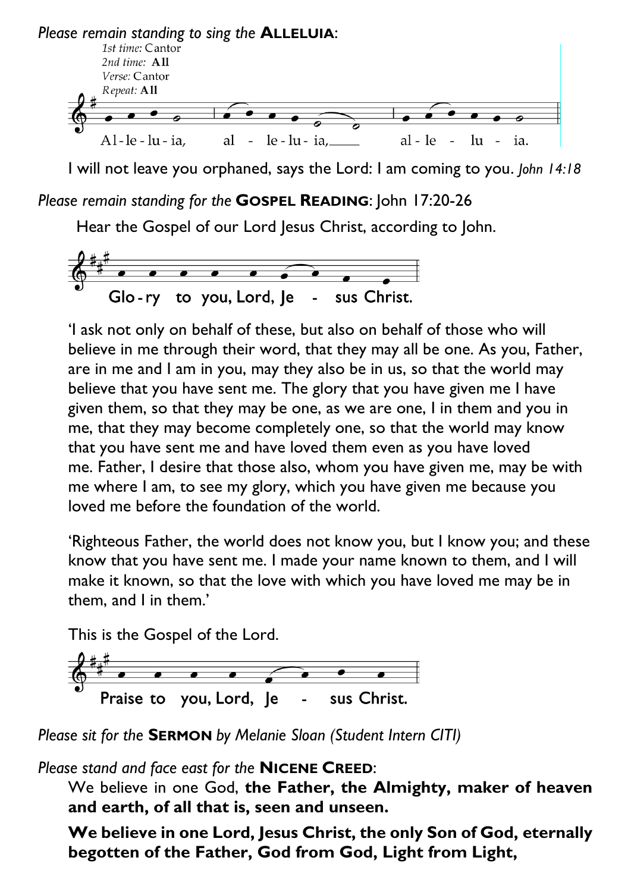*Please remain standing to sing the* **ALLELUIA**:

*1st time:* Cantor
*2nd time:* **All**
*Verse:* Cantor
*Repeat:* **All**

Al-le-lu-ia, al - le-lu-ia, al-le - lu - ia.

I will not leave you orphaned, says the Lord: I am coming to you. *John 14:18*

*Please remain standing for the* **GOSPEL READING**: John 17:20-26

Hear the Gospel of our Lord Jesus Christ, according to John.

**Glo-ry to you, Lord, Je - sus Christ.**

'I ask not only on behalf of these, but also on behalf of those who will believe in me through their word, that they may all be one. As you, Father, are in me and I am in you, may they also be in us, so that the world may believe that you have sent me. The glory that you have given me I have given them, so that they may be one, as we are one, I in them and you in me, that they may become completely one, so that the world may know that you have sent me and have loved them even as you have loved me. Father, I desire that those also, whom you have given me, may be with me where I am, to see my glory, which you have given me because you loved me before the foundation of the world.

'Righteous Father, the world does not know you, but I know you; and these know that you have sent me. I made your name known to them, and I will make it known, so that the love with which you have loved me may be in them, and I in them.'

This is the Gospel of the Lord.

**Praise to you, Lord, Je - sus Christ.**

*Please sit for the* **SERMON** *by Melanie Sloan (Student Intern CITI)*

*Please stand and face east for the* **NICENE CREED**:

We believe in one God, **the Father, the Almighty, maker of heaven and earth, of all that is, seen and unseen.**

**We believe in one Lord, Jesus Christ, the only Son of God, eternally begotten of the Father, God from God, Light from Light,**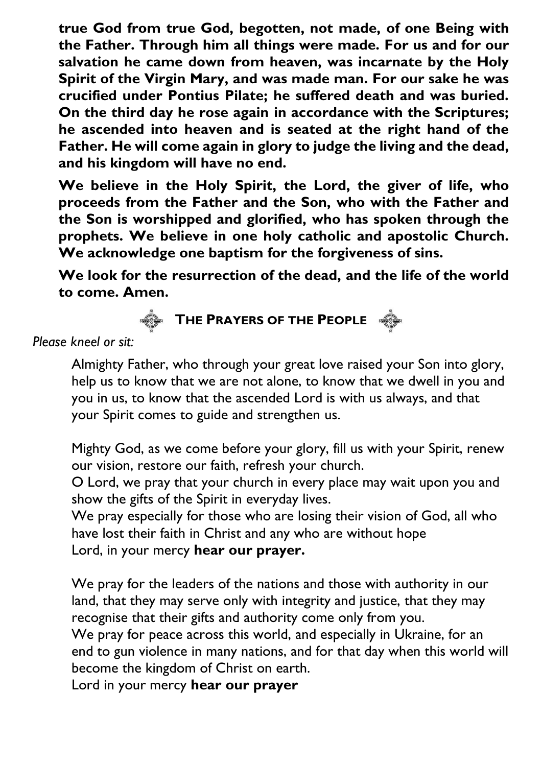**true God from true God, begotten, not made, of one Being with the Father. Through him all things were made. For us and for our salvation he came down from heaven, was incarnate by the Holy Spirit of the Virgin Mary, and was made man. For our sake he was crucified under Pontius Pilate; he suffered death and was buried. On the third day he rose again in accordance with the Scriptures; he ascended into heaven and is seated at the right hand of the Father. He will come again in glory to judge the living and the dead, and his kingdom will have no end.**

**We believe in the Holy Spirit, the Lord, the giver of life, who proceeds from the Father and the Son, who with the Father and the Son is worshipped and glorified, who has spoken through the prophets. We believe in one holy catholic and apostolic Church. We acknowledge one baptism for the forgiveness of sins.**

**We look for the resurrection of the dead, and the life of the world to come. Amen.**

## THE PRAYERS OF THE PEOPLE

*Please kneel or sit:*

Almighty Father, who through your great love raised your Son into glory, help us to know that we are not alone, to know that we dwell in you and you in us, to know that the ascended Lord is with us always, and that your Spirit comes to guide and strengthen us.

Mighty God, as we come before your glory, fill us with your Spirit, renew our vision, restore our faith, refresh your church.
O Lord, we pray that your church in every place may wait upon you and show the gifts of the Spirit in everyday lives.
We pray especially for those who are losing their vision of God, all who have lost their faith in Christ and any who are without hope
Lord, in your mercy **hear our prayer.**

We pray for the leaders of the nations and those with authority in our land, that they may serve only with integrity and justice, that they may recognise that their gifts and authority come only from you.
We pray for peace across this world, and especially in Ukraine, for an end to gun violence in many nations, and for that day when this world will become the kingdom of Christ on earth.
Lord in your mercy **hear our prayer**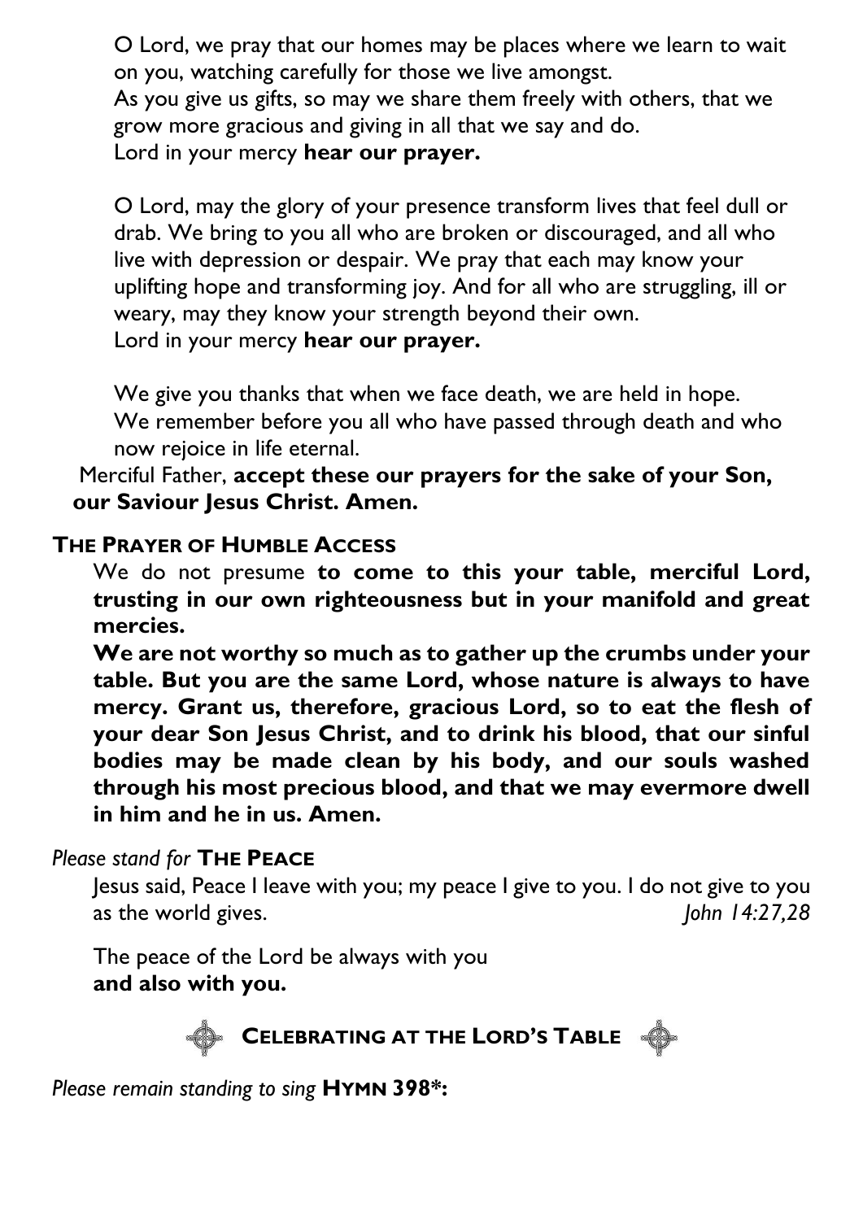O Lord, we pray that our homes may be places where we learn to wait on you, watching carefully for those we live amongst.
As you give us gifts, so may we share them freely with others, that we grow more gracious and giving in all that we say and do.
Lord in your mercy **hear our prayer.**

O Lord, may the glory of your presence transform lives that feel dull or drab. We bring to you all who are broken or discouraged, and all who live with depression or despair. We pray that each may know your uplifting hope and transforming joy. And for all who are struggling, ill or weary, may they know your strength beyond their own.
Lord in your mercy **hear our prayer.**

We give you thanks that when we face death, we are held in hope.
We remember before you all who have passed through death and who now rejoice in life eternal.
Merciful Father, **accept these our prayers for the sake of your Son, our Saviour Jesus Christ. Amen.**

## THE PRAYER OF HUMBLE ACCESS

We do not presume **to come to this your table, merciful Lord, trusting in our own righteousness but in your manifold and great mercies.**

**We are not worthy so much as to gather up the crumbs under your table. But you are the same Lord, whose nature is always to have mercy. Grant us, therefore, gracious Lord, so to eat the flesh of your dear Son Jesus Christ, and to drink his blood, that our sinful bodies may be made clean by his body, and our souls washed through his most precious blood, and that we may evermore dwell in him and he in us. Amen.**

*Please stand for* **THE PEACE**

Jesus said, Peace I leave with you; my peace I give to you. I do not give to you as the world gives. *John 14:27,28*

The peace of the Lord be always with you
**and also with you.**

## CELEBRATING AT THE LORD'S TABLE

*Please remain standing to sing* **HYMN 398*:**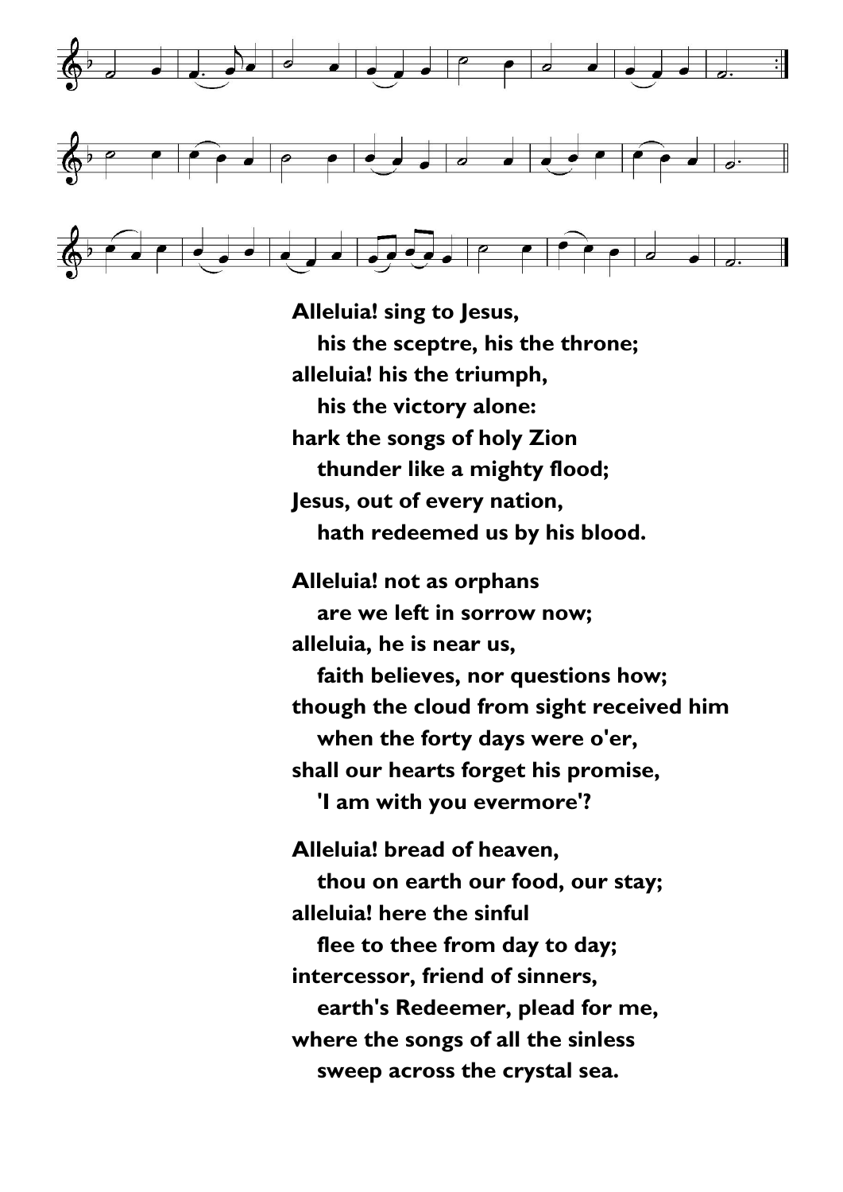**Alleluia! sing to Jesus,**
**his the sceptre, his the throne;**
**alleluia! his the triumph,**
**his the victory alone:**
**hark the songs of holy Zion**
**thunder like a mighty flood;**
**Jesus, out of every nation,**
**hath redeemed us by his blood.**

**Alleluia! not as orphans**
**are we left in sorrow now;**
**alleluia, he is near us,**
**faith believes, nor questions how;**
**though the cloud from sight received him**
**when the forty days were o'er,**
**shall our hearts forget his promise,**
**'I am with you evermore'?**

**Alleluia! bread of heaven,**
**thou on earth our food, our stay;**
**alleluia! here the sinful**
**flee to thee from day to day;**
**intercessor, friend of sinners,**
**earth's Redeemer, plead for me,**
**where the songs of all the sinless**
**sweep across the crystal sea.**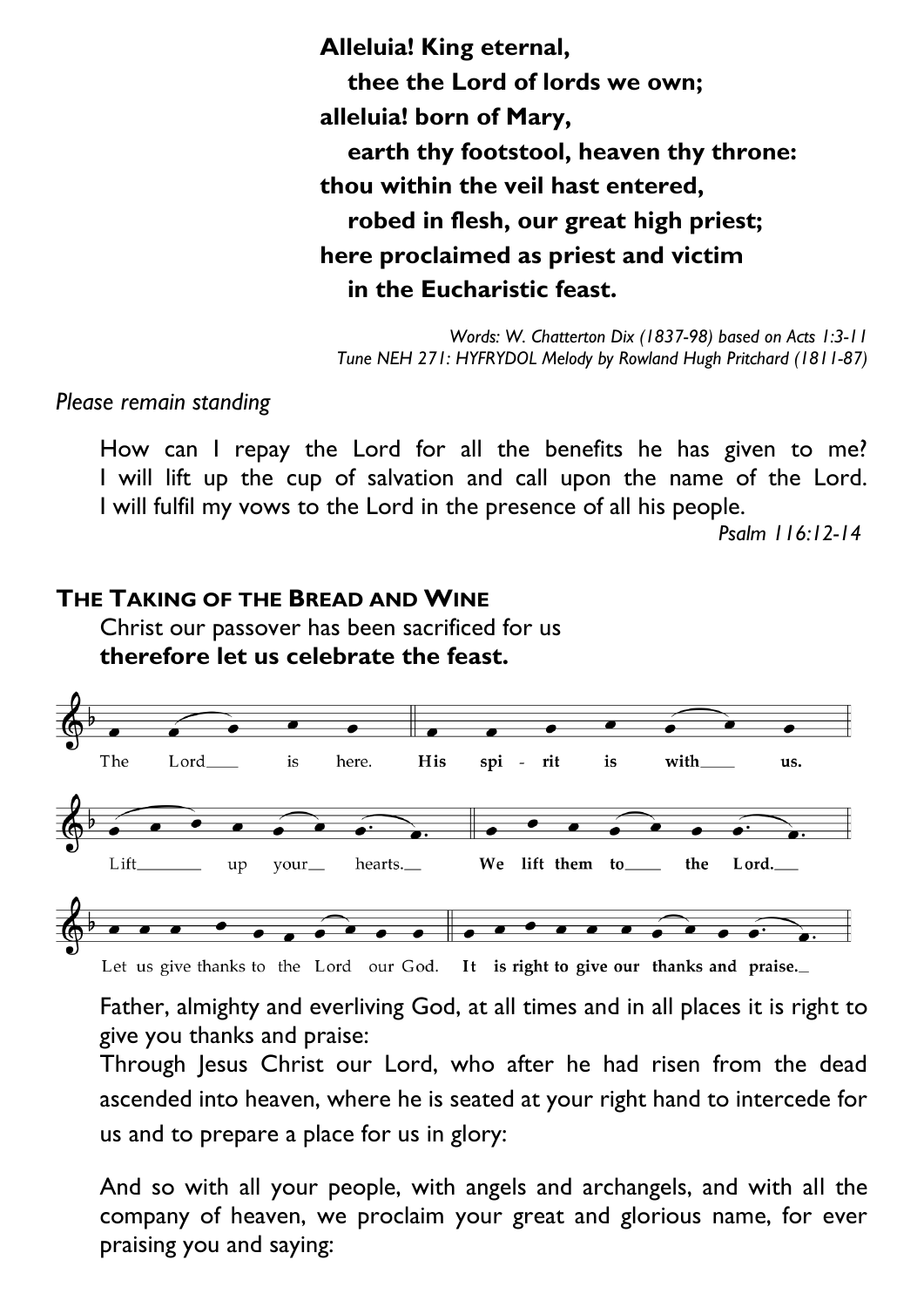**Alleluia! King eternal,**
**thee the Lord of lords we own;**
**alleluia! born of Mary,**
**earth thy footstool, heaven thy throne:**
**thou within the veil hast entered,**
**robed in flesh, our great high priest;**
**here proclaimed as priest and victim**
**in the Eucharistic feast.**

*Words: W. Chatterton Dix (1837-98) based on Acts 1:3-11*
*Tune NEH 271: HYFRYDOL Melody by Rowland Hugh Pritchard (1811-87)*

*Please remain standing*

How can I repay the Lord for all the benefits he has given to me? I will lift up the cup of salvation and call upon the name of the Lord. I will fulfil my vows to the Lord in the presence of all his people.

*Psalm 116:12-14*

## The Taking of the Bread and Wine

Christ our passover has been sacrificed for us
**therefore let us celebrate the feast.**

The Lord is here. **His spirit is with us.**

Lift up your hearts. **We lift them to the Lord.**

Let us give thanks to the Lord our God. **It is right to give our thanks and praise.**

Father, almighty and everliving God, at all times and in all places it is right to give you thanks and praise:
Through Jesus Christ our Lord, who after he had risen from the dead ascended into heaven, where he is seated at your right hand to intercede for us and to prepare a place for us in glory:

And so with all your people, with angels and archangels, and with all the company of heaven, we proclaim your great and glorious name, for ever praising you and saying: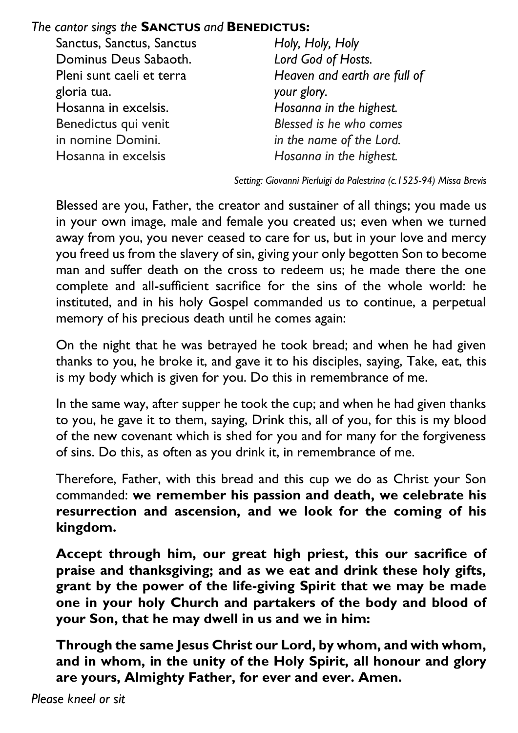*The cantor sings the* **SANCTUS** *and* **BENEDICTUS:**

| | |
|---|---|
| Sanctus, Sanctus, Sanctus | *Holy, Holy, Holy* |
| Dominus Deus Sabaoth. | *Lord God of Hosts.* |
| Pleni sunt caeli et terra | *Heaven and earth are full of* |
| gloria tua. | *your glory.* |
| Hosanna in excelsis. | *Hosanna in the highest.* |
| Benedictus qui venit | *Blessed is he who comes* |
| in nomine Domini. | *in the name of the Lord.* |
| Hosanna in excelsis | *Hosanna in the highest.* |

*Setting: Giovanni Pierluigi da Palestrina (c.1525-94) Missa Brevis*

Blessed are you, Father, the creator and sustainer of all things; you made us in your own image, male and female you created us; even when we turned away from you, you never ceased to care for us, but in your love and mercy you freed us from the slavery of sin, giving your only begotten Son to become man and suffer death on the cross to redeem us; he made there the one complete and all-sufficient sacrifice for the sins of the whole world: he instituted, and in his holy Gospel commanded us to continue, a perpetual memory of his precious death until he comes again:

On the night that he was betrayed he took bread; and when he had given thanks to you, he broke it, and gave it to his disciples, saying, Take, eat, this is my body which is given for you. Do this in remembrance of me.

In the same way, after supper he took the cup; and when he had given thanks to you, he gave it to them, saying, Drink this, all of you, for this is my blood of the new covenant which is shed for you and for many for the forgiveness of sins. Do this, as often as you drink it, in remembrance of me.

Therefore, Father, with this bread and this cup we do as Christ your Son commanded: **we remember his passion and death, we celebrate his resurrection and ascension, and we look for the coming of his kingdom.**

**Accept through him, our great high priest, this our sacrifice of praise and thanksgiving; and as we eat and drink these holy gifts, grant by the power of the life-giving Spirit that we may be made one in your holy Church and partakers of the body and blood of your Son, that he may dwell in us and we in him:**

**Through the same Jesus Christ our Lord, by whom, and with whom, and in whom, in the unity of the Holy Spirit, all honour and glory are yours, Almighty Father, for ever and ever. Amen.**

*Please kneel or sit*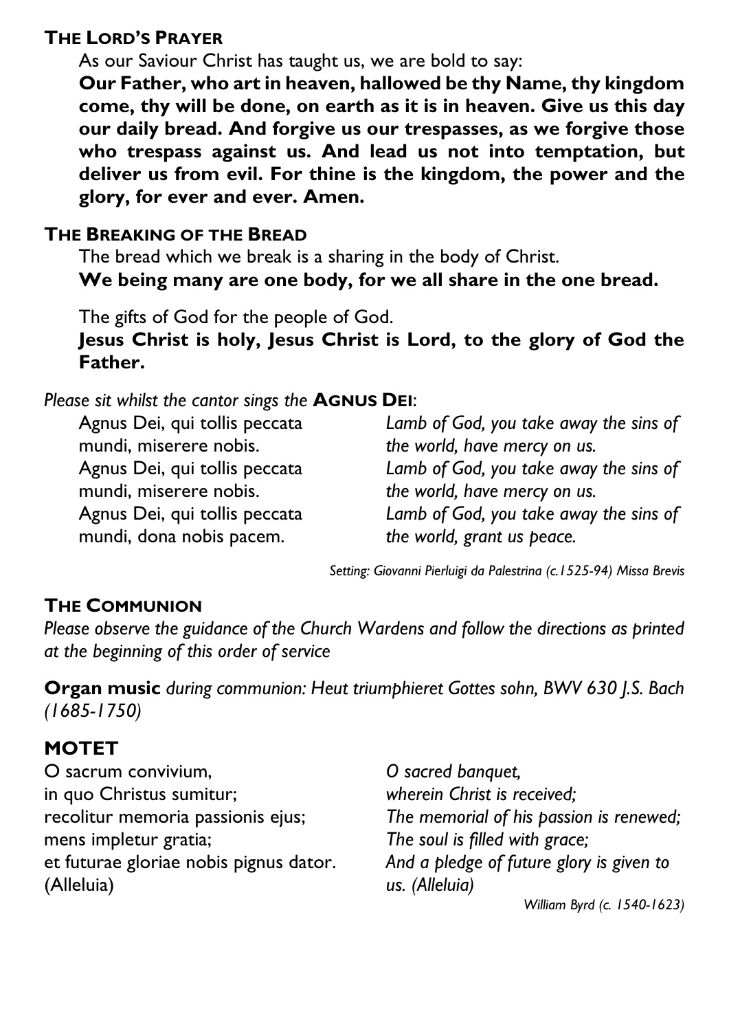## THE LORD'S PRAYER

As our Saviour Christ has taught us, we are bold to say:

**Our Father, who art in heaven, hallowed be thy Name, thy kingdom come, thy will be done, on earth as it is in heaven. Give us this day our daily bread. And forgive us our trespasses, as we forgive those who trespass against us. And lead us not into temptation, but deliver us from evil. For thine is the kingdom, the power and the glory, for ever and ever. Amen.**

## THE BREAKING OF THE BREAD

The bread which we break is a sharing in the body of Christ.

**We being many are one body, for we all share in the one bread.**

The gifts of God for the people of God.

**Jesus Christ is holy, Jesus Christ is Lord, to the glory of God the Father.**

*Please sit whilst the cantor sings the* **AGNUS DEI**:

Agnus Dei, qui tollis peccata mundi, miserere nobis.
Agnus Dei, qui tollis peccata mundi, miserere nobis.
Agnus Dei, qui tollis peccata mundi, dona nobis pacem.

*Lamb of God, you take away the sins of the world, have mercy on us.*
*Lamb of God, you take away the sins of the world, have mercy on us.*
*Lamb of God, you take away the sins of the world, grant us peace.*

*Setting: Giovanni Pierluigi da Palestrina (c.1525-94) Missa Brevis*

## THE COMMUNION

*Please observe the guidance of the Church Wardens and follow the directions as printed at the beginning of this order of service*

**Organ music** *during communion: Heut triumphieret Gottes sohn, BWV 630 J.S. Bach (1685-1750)*

## MOTET

O sacrum convivium,
in quo Christus sumitur;
recolitur memoria passionis ejus;
mens impletur gratia;
et futurae gloriae nobis pignus dator.
(Alleluia)

*O sacred banquet,*
*wherein Christ is received;*
*The memorial of his passion is renewed;*
*The soul is filled with grace;*
*And a pledge of future glory is given to us. (Alleluia)*

*William Byrd (c. 1540-1623)*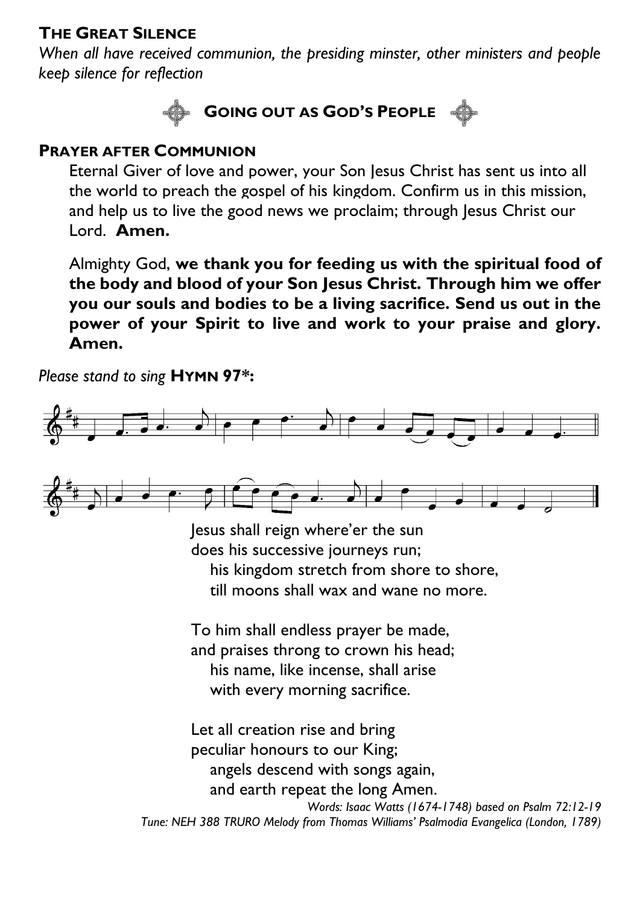### The Great Silence

*When all have received communion, the presiding minster, other ministers and people keep silence for reflection*

## Going out as God's People

### Prayer after Communion

Eternal Giver of love and power, your Son Jesus Christ has sent us into all the world to preach the gospel of his kingdom. Confirm us in this mission, and help us to live the good news we proclaim; through Jesus Christ our Lord. **Amen.**

Almighty God, **we thank you for feeding us with the spiritual food of the body and blood of your Son Jesus Christ. Through him we offer you our souls and bodies to be a living sacrifice. Send us out in the power of your Spirit to live and work to your praise and glory. Amen.**

*Please stand to sing* **Hymn 97\*:**

Jesus shall reign where'er the sun
does his successive journeys run;
his kingdom stretch from shore to shore,
till moons shall wax and wane no more.

To him shall endless prayer be made,
and praises throng to crown his head;
his name, like incense, shall arise
with every morning sacrifice.

Let all creation rise and bring
peculiar honours to our King;
angels descend with songs again,
and earth repeat the long Amen.

*Words: Isaac Watts (1674-1748) based on Psalm 72:12-19*
*Tune: NEH 388 TRURO Melody from Thomas Williams' Psalmodia Evangelica (London, 1789)*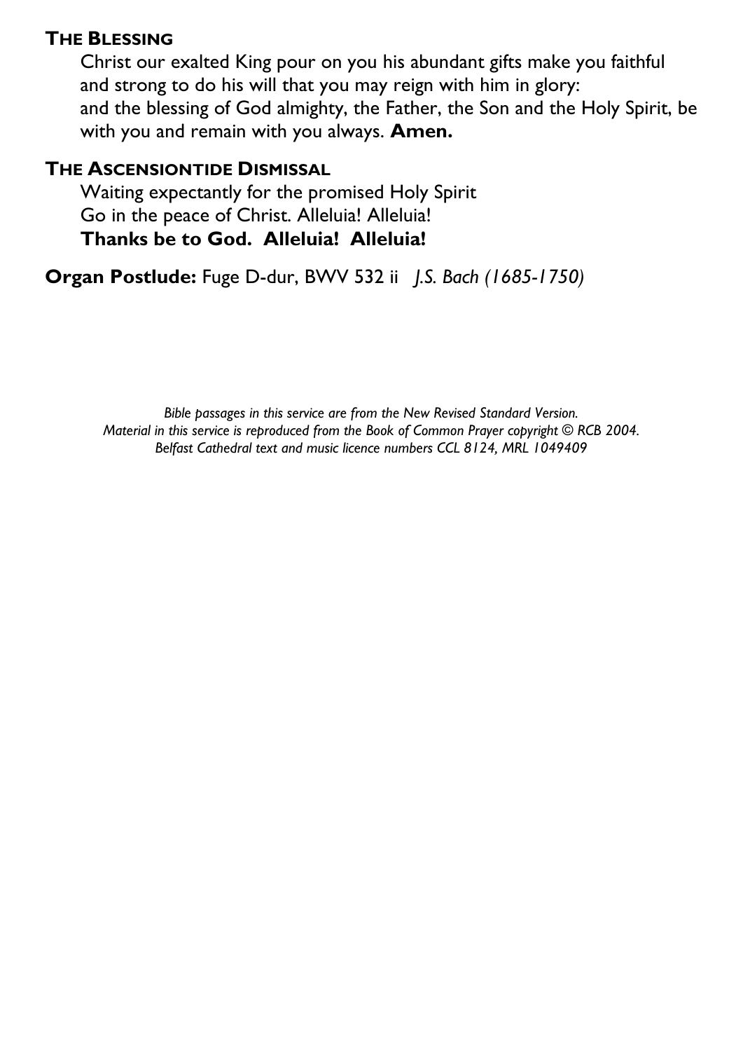**THE BLESSING**

Christ our exalted King pour on you his abundant gifts make you faithful and strong to do his will that you may reign with him in glory:
and the blessing of God almighty, the Father, the Son and the Holy Spirit, be with you and remain with you always. **Amen.**

**THE ASCENSIONTIDE DISMISSAL**

Waiting expectantly for the promised Holy Spirit
Go in the peace of Christ. Alleluia! Alleluia!
**Thanks be to God. Alleluia! Alleluia!**

**Organ Postlude:** Fuge D-dur, BWV 532 ii *J.S. Bach (1685-1750)*

*Bible passages in this service are from the New Revised Standard Version.*
*Material in this service is reproduced from the Book of Common Prayer copyright © RCB 2004.*
*Belfast Cathedral text and music licence numbers CCL 8124, MRL 1049409*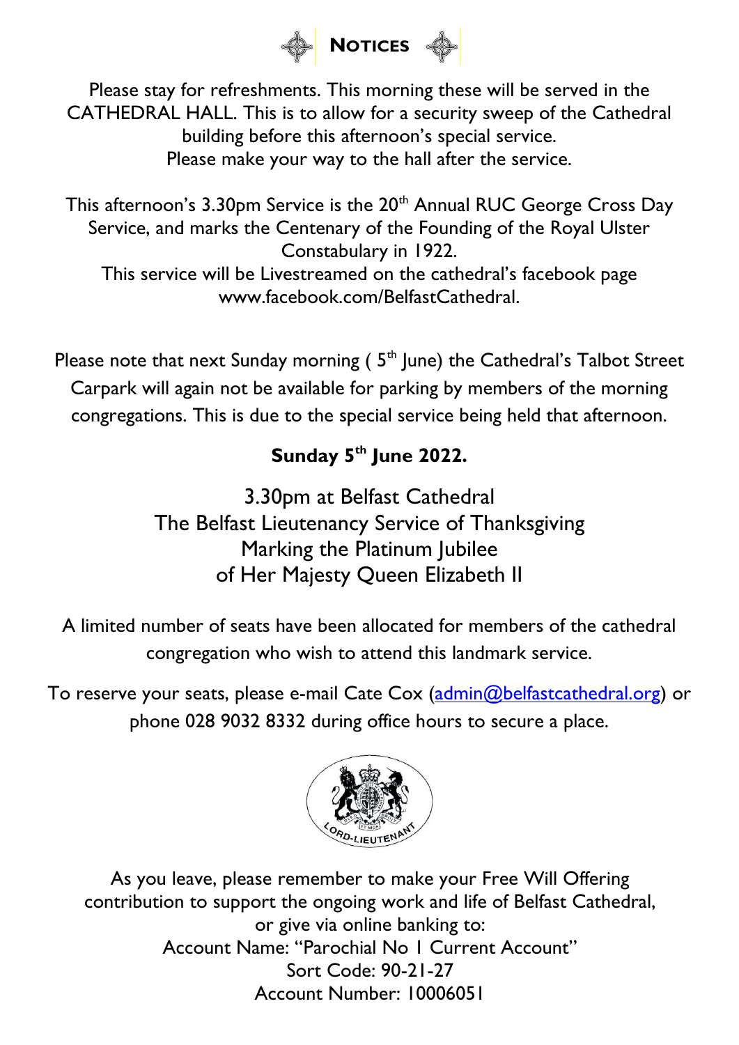# Notices

Please stay for refreshments. This morning these will be served in the CATHEDRAL HALL. This is to allow for a security sweep of the Cathedral building before this afternoon's special service.
Please make your way to the hall after the service.

This afternoon's 3.30pm Service is the 20th Annual RUC George Cross Day Service, and marks the Centenary of the Founding of the Royal Ulster Constabulary in 1922.
This service will be Livestreamed on the cathedral's facebook page www.facebook.com/BelfastCathedral.

Please note that next Sunday morning ( 5th June) the Cathedral's Talbot Street Carpark will again not be available for parking by members of the morning congregations. This is due to the special service being held that afternoon.

**Sunday 5th June 2022.**

3.30pm at Belfast Cathedral
The Belfast Lieutenancy Service of Thanksgiving
Marking the Platinum Jubilee
of Her Majesty Queen Elizabeth II

A limited number of seats have been allocated for members of the cathedral congregation who wish to attend this landmark service.

To reserve your seats, please e-mail Cate Cox (admin@belfastcathedral.org) or phone 028 9032 8332 during office hours to secure a place.

LORD-LIEUTENANT

As you leave, please remember to make your Free Will Offering contribution to support the ongoing work and life of Belfast Cathedral, or give via online banking to:
Account Name: "Parochial No 1 Current Account"
Sort Code: 90-21-27
Account Number: 10006051